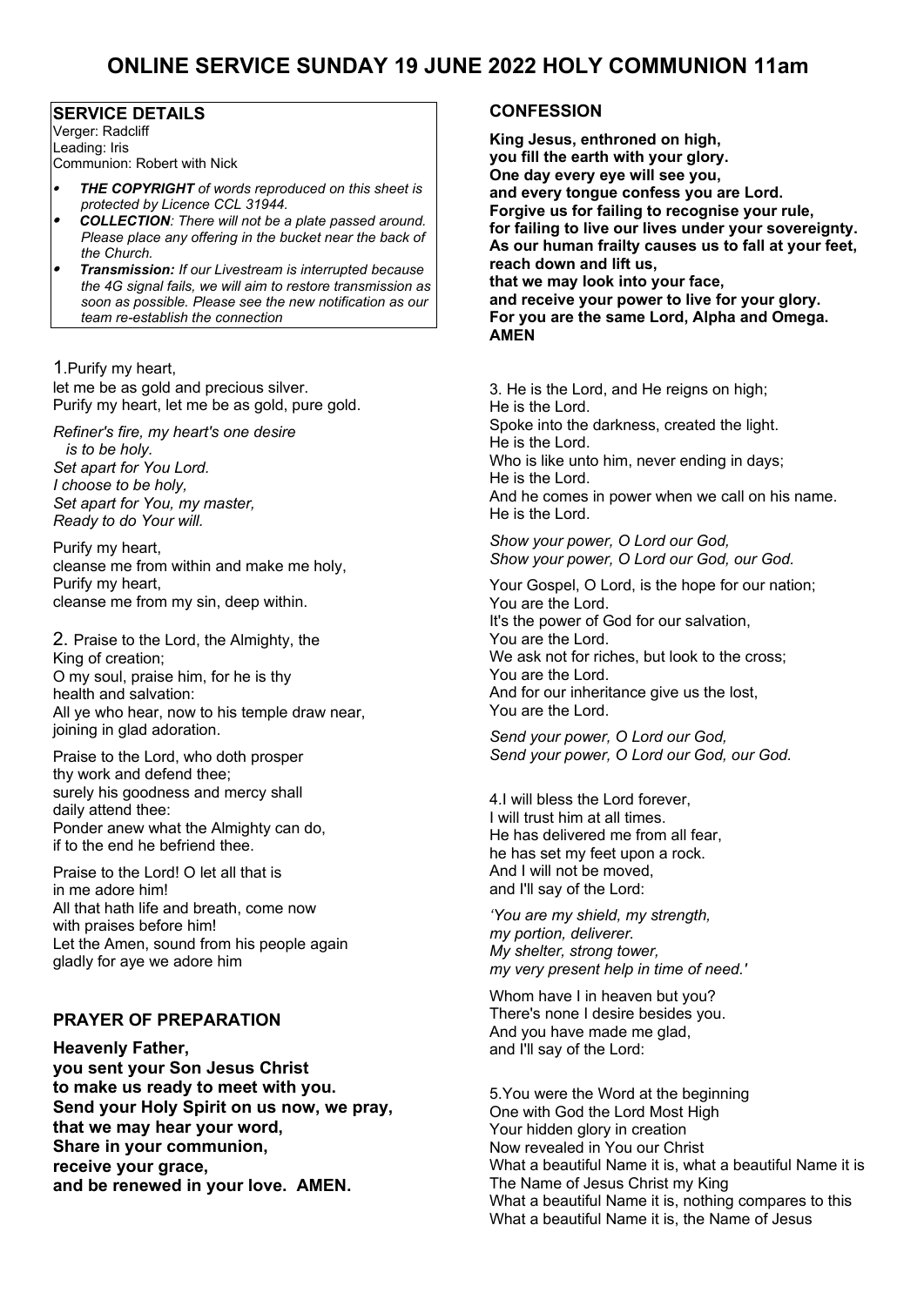# ONLINE SERVICE SUNDAY 19 JUNE 2022 HOLY COMMUNION 11am

**SERVICE DETAILS**
Verger: Radcliff
Leading: Iris
Communion: Robert with Nick

- ***THE COPYRIGHT*** *of words reproduced on this sheet is protected by Licence CCL 31944.*
- ***COLLECTION****: There will not be a plate passed around. Please place any offering in the bucket near the back of the Church.*
- ***Transmission:*** *If our Livestream is interrupted because the 4G signal fails, we will aim to restore transmission as soon as possible. Please see the new notification as our team re-establish the connection*

1.Purify my heart,
let me be as gold and precious silver.
Purify my heart, let me be as gold, pure gold.

*Refiner's fire, my heart's one desire*
*is to be holy.*
*Set apart for You Lord.*
*I choose to be holy,*
*Set apart for You, my master,*
*Ready to do Your will.*

Purify my heart,
cleanse me from within and make me holy,
Purify my heart,
cleanse me from my sin, deep within.

2. Praise to the Lord, the Almighty, the King of creation;
O my soul, praise him, for he is thy health and salvation:
All ye who hear, now to his temple draw near,
joining in glad adoration.

Praise to the Lord, who doth prosper thy work and defend thee;
surely his goodness and mercy shall daily attend thee:
Ponder anew what the Almighty can do,
if to the end he befriend thee.

Praise to the Lord! O let all that is in me adore him!
All that hath life and breath, come now with praises before him!
Let the Amen, sound from his people again
gladly for aye we adore him

## PRAYER OF PREPARATION

**Heavenly Father,**
**you sent your Son Jesus Christ**
**to make us ready to meet with you.**
**Send your Holy Spirit on us now, we pray,**
**that we may hear your word,**
**Share in your communion,**
**receive your grace,**
**and be renewed in your love. AMEN.**

## CONFESSION

**King Jesus, enthroned on high,**
**you fill the earth with your glory.**
**One day every eye will see you,**
**and every tongue confess you are Lord.**
**Forgive us for failing to recognise your rule,**
**for failing to live our lives under your sovereignty.**
**As our human frailty causes us to fall at your feet,**
**reach down and lift us,**
**that we may look into your face,**
**and receive your power to live for your glory.**
**For you are the same Lord, Alpha and Omega.**
**AMEN**

3. He is the Lord, and He reigns on high;
He is the Lord.
Spoke into the darkness, created the light.
He is the Lord.
Who is like unto him, never ending in days;
He is the Lord.
And he comes in power when we call on his name.
He is the Lord.

*Show your power, O Lord our God,*
*Show your power, O Lord our God, our God.*

Your Gospel, O Lord, is the hope for our nation;
You are the Lord.
It's the power of God for our salvation,
You are the Lord.
We ask not for riches, but look to the cross;
You are the Lord.
And for our inheritance give us the lost,
You are the Lord.

*Send your power, O Lord our God,*
*Send your power, O Lord our God, our God.*

4.I will bless the Lord forever,
I will trust him at all times.
He has delivered me from all fear,
he has set my feet upon a rock.
And I will not be moved,
and I'll say of the Lord:

*'You are my shield, my strength,*
*my portion, deliverer.*
*My shelter, strong tower,*
*my very present help in time of need.'*

Whom have I in heaven but you?
There's none I desire besides you.
And you have made me glad,
and I'll say of the Lord:

5.You were the Word at the beginning
One with God the Lord Most High
Your hidden glory in creation
Now revealed in You our Christ
What a beautiful Name it is, what a beautiful Name it is
The Name of Jesus Christ my King
What a beautiful Name it is, nothing compares to this
What a beautiful Name it is, the Name of Jesus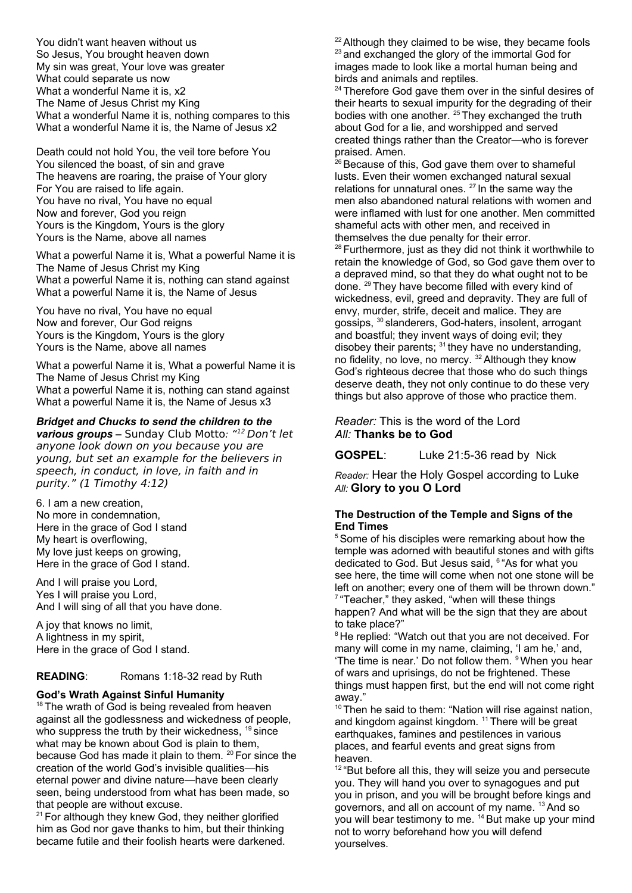You didn't want heaven without us
So Jesus, You brought heaven down
My sin was great, Your love was greater
What could separate us now
What a wonderful Name it is, x2
The Name of Jesus Christ my King
What a wonderful Name it is, nothing compares to this
What a wonderful Name it is, the Name of Jesus x2

Death could not hold You, the veil tore before You
You silenced the boast, of sin and grave
The heavens are roaring, the praise of Your glory
For You are raised to life again.
You have no rival, You have no equal
Now and forever, God you reign
Yours is the Kingdom, Yours is the glory
Yours is the Name, above all names

What a powerful Name it is, What a powerful Name it is
The Name of Jesus Christ my King
What a powerful Name it is, nothing can stand against
What a powerful Name it is, the Name of Jesus

You have no rival, You have no equal
Now and forever, Our God reigns
Yours is the Kingdom, Yours is the glory
Yours is the Name, above all names

What a powerful Name it is, What a powerful Name it is
The Name of Jesus Christ my King
What a powerful Name it is, nothing can stand against
What a powerful Name it is, the Name of Jesus x3

***Bridget and Chucks to send the children to the various groups –*** Sunday Club Motto*: "[12] Don't let anyone look down on you because you are young, but set an example for the believers in speech, in conduct, in love, in faith and in purity." (1 Timothy 4:12)*

6. I am a new creation,
No more in condemnation,
Here in the grace of God I stand
My heart is overflowing,
My love just keeps on growing,
Here in the grace of God I stand.

And I will praise you Lord,
Yes I will praise you Lord,
And I will sing of all that you have done.

A joy that knows no limit,
A lightness in my spirit,
Here in the grace of God I stand.

**READING**: Romans 1:18-32 read by Ruth

**God's Wrath Against Sinful Humanity**

[18] The wrath of God is being revealed from heaven against all the godlessness and wickedness of people, who suppress the truth by their wickedness, [19] since what may be known about God is plain to them, because God has made it plain to them. [20] For since the creation of the world God's invisible qualities—his eternal power and divine nature—have been clearly seen, being understood from what has been made, so that people are without excuse.

[21] For although they knew God, they neither glorified him as God nor gave thanks to him, but their thinking became futile and their foolish hearts were darkened. [22] Although they claimed to be wise, they became fools [23] and exchanged the glory of the immortal God for images made to look like a mortal human being and birds and animals and reptiles.

[24] Therefore God gave them over in the sinful desires of their hearts to sexual impurity for the degrading of their bodies with one another. [25] They exchanged the truth about God for a lie, and worshipped and served created things rather than the Creator—who is forever praised. Amen.

[26] Because of this, God gave them over to shameful lusts. Even their women exchanged natural sexual relations for unnatural ones. [27] In the same way the men also abandoned natural relations with women and were inflamed with lust for one another. Men committed shameful acts with other men, and received in themselves the due penalty for their error.

[28] Furthermore, just as they did not think it worthwhile to retain the knowledge of God, so God gave them over to a depraved mind, so that they do what ought not to be done. [29] They have become filled with every kind of wickedness, evil, greed and depravity. They are full of envy, murder, strife, deceit and malice. They are gossips, [30] slanderers, God-haters, insolent, arrogant and boastful; they invent ways of doing evil; they disobey their parents; [31] they have no understanding, no fidelity, no love, no mercy. [32] Although they know God's righteous decree that those who do such things deserve death, they not only continue to do these very things but also approve of those who practice them.

*Reader:* This is the word of the Lord
*All:* **Thanks be to God**

**GOSPEL**: Luke 21:5-36 read by Nick

*Reader:* Hear the Holy Gospel according to Luke
*All:* **Glory to you O Lord**

**The Destruction of the Temple and Signs of the End Times**

[5] Some of his disciples were remarking about how the temple was adorned with beautiful stones and with gifts dedicated to God. But Jesus said, [6] "As for what you see here, the time will come when not one stone will be left on another; every one of them will be thrown down."
[7] "Teacher," they asked, "when will these things happen? And what will be the sign that they are about to take place?"

[8] He replied: "Watch out that you are not deceived. For many will come in my name, claiming, 'I am he,' and, 'The time is near.' Do not follow them. [9] When you hear of wars and uprisings, do not be frightened. These things must happen first, but the end will not come right away."

[10] Then he said to them: "Nation will rise against nation, and kingdom against kingdom. [11] There will be great earthquakes, famines and pestilences in various places, and fearful events and great signs from heaven.

[12] "But before all this, they will seize you and persecute you. They will hand you over to synagogues and put you in prison, and you will be brought before kings and governors, and all on account of my name. [13] And so you will bear testimony to me. [14] But make up your mind not to worry beforehand how you will defend yourselves.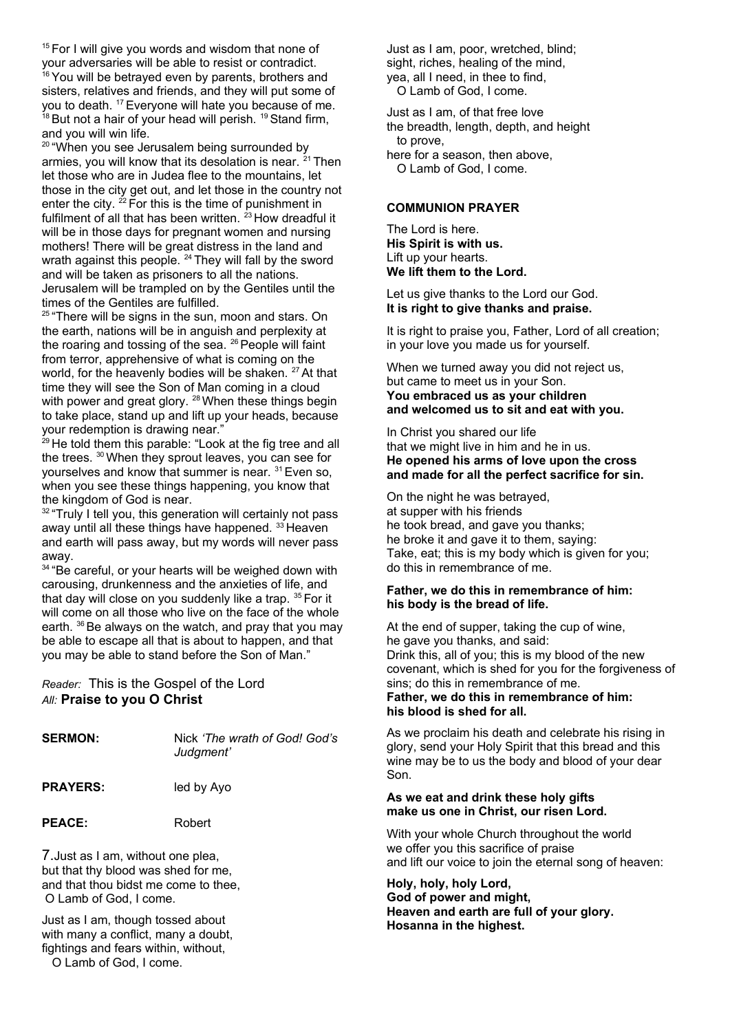[15] For I will give you words and wisdom that none of your adversaries will be able to resist or contradict. [16] You will be betrayed even by parents, brothers and sisters, relatives and friends, and they will put some of you to death. [17] Everyone will hate you because of me. [18] But not a hair of your head will perish. [19] Stand firm, and you will win life.

[20] "When you see Jerusalem being surrounded by armies, you will know that its desolation is near. [21] Then let those who are in Judea flee to the mountains, let those in the city get out, and let those in the country not enter the city. [22] For this is the time of punishment in fulfilment of all that has been written. [23] How dreadful it will be in those days for pregnant women and nursing mothers! There will be great distress in the land and wrath against this people. [24] They will fall by the sword and will be taken as prisoners to all the nations. Jerusalem will be trampled on by the Gentiles until the times of the Gentiles are fulfilled.

[25] "There will be signs in the sun, moon and stars. On the earth, nations will be in anguish and perplexity at the roaring and tossing of the sea. [26] People will faint from terror, apprehensive of what is coming on the world, for the heavenly bodies will be shaken. [27] At that time they will see the Son of Man coming in a cloud with power and great glory. [28] When these things begin to take place, stand up and lift up your heads, because your redemption is drawing near."

[29] He told them this parable: "Look at the fig tree and all the trees. [30] When they sprout leaves, you can see for yourselves and know that summer is near. [31] Even so, when you see these things happening, you know that the kingdom of God is near.

[32] "Truly I tell you, this generation will certainly not pass away until all these things have happened. [33] Heaven and earth will pass away, but my words will never pass away.

[34] "Be careful, or your hearts will be weighed down with carousing, drunkenness and the anxieties of life, and that day will close on you suddenly like a trap. [35] For it will come on all those who live on the face of the whole earth. [36] Be always on the watch, and pray that you may be able to escape all that is about to happen, and that you may be able to stand before the Son of Man."

*Reader:* This is the Gospel of the Lord
*All:* **Praise to you O Christ**

**SERMON:** Nick *'The wrath of God! God's Judgment'*

**PRAYERS:** led by Ayo

**PEACE:** Robert

7. Just as I am, without one plea,
but that thy blood was shed for me,
and that thou bidst me come to thee,
O Lamb of God, I come.

Just as I am, though tossed about
with many a conflict, many a doubt,
fightings and fears within, without,
O Lamb of God, I come.

Just as I am, poor, wretched, blind;
sight, riches, healing of the mind,
yea, all I need, in thee to find,
O Lamb of God, I come.

Just as I am, of that free love
the breadth, length, depth, and height
to prove,
here for a season, then above,
O Lamb of God, I come.

**COMMUNION PRAYER**

The Lord is here.
**His Spirit is with us.**
Lift up your hearts.
**We lift them to the Lord.**

Let us give thanks to the Lord our God.
**It is right to give thanks and praise.**

It is right to praise you, Father, Lord of all creation;
in your love you made us for yourself.

When we turned away you did not reject us,
but came to meet us in your Son.
**You embraced us as your children**
**and welcomed us to sit and eat with you.**

In Christ you shared our life
that we might live in him and he in us.
**He opened his arms of love upon the cross**
**and made for all the perfect sacrifice for sin.**

On the night he was betrayed,
at supper with his friends
he took bread, and gave you thanks;
he broke it and gave it to them, saying:
Take, eat; this is my body which is given for you;
do this in remembrance of me.

**Father, we do this in remembrance of him:**
**his body is the bread of life.**

At the end of supper, taking the cup of wine,
he gave you thanks, and said:
Drink this, all of you; this is my blood of the new covenant, which is shed for you for the forgiveness of sins; do this in remembrance of me.
**Father, we do this in remembrance of him:**
**his blood is shed for all.**

As we proclaim his death and celebrate his rising in glory, send your Holy Spirit that this bread and this wine may be to us the body and blood of your dear Son.

**As we eat and drink these holy gifts**
**make us one in Christ, our risen Lord.**

With your whole Church throughout the world
we offer you this sacrifice of praise
and lift our voice to join the eternal song of heaven:

**Holy, holy, holy Lord,**
**God of power and might,**
**Heaven and earth are full of your glory.**
**Hosanna in the highest.**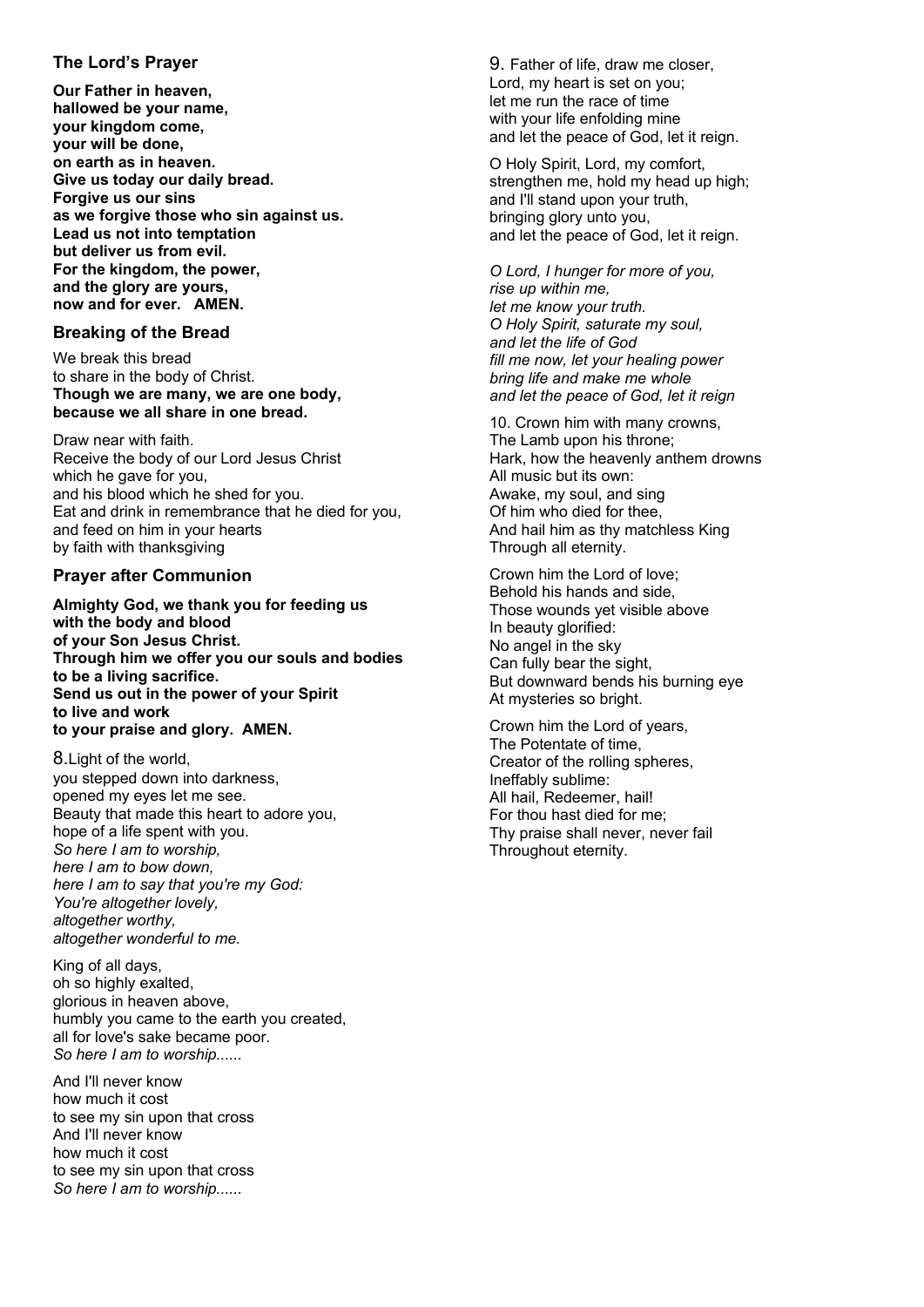## The Lord's Prayer

**Our Father in heaven,**
**hallowed be your name,**
**your kingdom come,**
**your will be done,**
**on earth as in heaven.**
**Give us today our daily bread.**
**Forgive us our sins**
**as we forgive those who sin against us.**
**Lead us not into temptation**
**but deliver us from evil.**
**For the kingdom, the power,**
**and the glory are yours,**
**now and for ever. AMEN.**

## Breaking of the Bread

We break this bread
to share in the body of Christ.
**Though we are many, we are one body,**
**because we all share in one bread.**

Draw near with faith.
Receive the body of our Lord Jesus Christ
which he gave for you,
and his blood which he shed for you.
Eat and drink in remembrance that he died for you,
and feed on him in your hearts
by faith with thanksgiving

## Prayer after Communion

**Almighty God, we thank you for feeding us**
**with the body and blood**
**of your Son Jesus Christ.**
**Through him we offer you our souls and bodies**
**to be a living sacrifice.**
**Send us out in the power of your Spirit**
**to live and work**
**to your praise and glory. AMEN.**

8.Light of the world,
you stepped down into darkness,
opened my eyes let me see.
Beauty that made this heart to adore you,
hope of a life spent with you.
*So here I am to worship,*
*here I am to bow down,*
*here I am to say that you're my God:*
*You're altogether lovely,*
*altogether worthy,*
*altogether wonderful to me.*

King of all days,
oh so highly exalted,
glorious in heaven above,
humbly you came to the earth you created,
all for love's sake became poor.
*So here I am to worship......*

And I'll never know
how much it cost
to see my sin upon that cross
And I'll never know
how much it cost
to see my sin upon that cross
*So here I am to worship......*

9. Father of life, draw me closer,
Lord, my heart is set on you;
let me run the race of time
with your life enfolding mine
and let the peace of God, let it reign.

O Holy Spirit, Lord, my comfort,
strengthen me, hold my head up high;
and I'll stand upon your truth,
bringing glory unto you,
and let the peace of God, let it reign.

*O Lord, I hunger for more of you,*
*rise up within me,*
*let me know your truth.*
*O Holy Spirit, saturate my soul,*
*and let the life of God*
*fill me now, let your healing power*
*bring life and make me whole*
*and let the peace of God, let it reign*

10. Crown him with many crowns,
The Lamb upon his throne;
Hark, how the heavenly anthem drowns
All music but its own:
Awake, my soul, and sing
Of him who died for thee,
And hail him as thy matchless King
Through all eternity.

Crown him the Lord of love;
Behold his hands and side,
Those wounds yet visible above
In beauty glorified:
No angel in the sky
Can fully bear the sight,
But downward bends his burning eye
At mysteries so bright.

Crown him the Lord of years,
The Potentate of time,
Creator of the rolling spheres,
Ineffably sublime:
All hail, Redeemer, hail!
For thou hast died for me;
Thy praise shall never, never fail
Throughout eternity.